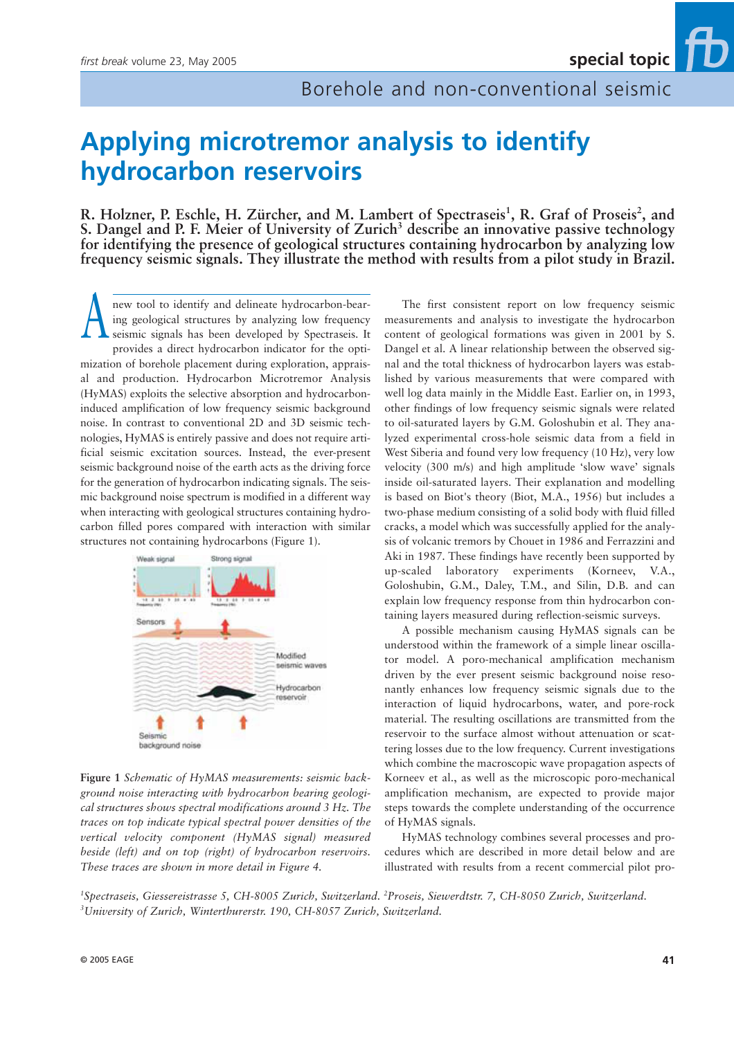# Applying microtremor analysis to identify hydrocarbon reservoirs

**R. Holzner, P. Eschle, H. Zürcher, and M. Lambert of Spectraseis[1], R. Graf of Proseis[2], and S. Dangel and P. F. Meier of University of Zurich[3] describe an innovative passive technology for identifying the presence of geological structures containing hydrocarbon by analyzing low frequency seismic signals. They illustrate the method with results from a pilot study in Brazil.**

A new tool to identify and delineate hydrocarbon-bearing geological structures by analyzing low frequency seismic signals has been developed by Spectraseis. It provides a direct hydrocarbon indicator for the optimization of borehole placement during exploration, appraisal and production. Hydrocarbon Microtremor Analysis (HyMAS) exploits the selective absorption and hydrocarbon-induced amplification of low frequency seismic background noise. In contrast to conventional 2D and 3D seismic technologies, HyMAS is entirely passive and does not require artificial seismic excitation sources. Instead, the ever-present seismic background noise of the earth acts as the driving force for the generation of hydrocarbon indicating signals. The seismic background noise spectrum is modified in a different way when interacting with geological structures containing hydrocarbon filled pores compared with interaction with similar structures not containing hydrocarbons (Figure 1).

**Figure 1** *Schematic of HyMAS measurements: seismic background noise interacting with hydrocarbon bearing geological structures shows spectral modifications around 3 Hz. The traces on top indicate typical spectral power densities of the vertical velocity component (HyMAS signal) measured beside (left) and on top (right) of hydrocarbon reservoirs. These traces are shown in more detail in Figure 4.*

The first consistent report on low frequency seismic measurements and analysis to investigate the hydrocarbon content of geological formations was given in 2001 by S. Dangel et al. A linear relationship between the observed signal and the total thickness of hydrocarbon layers was established by various measurements that were compared with well log data mainly in the Middle East. Earlier on, in 1993, other findings of low frequency seismic signals were related to oil-saturated layers by G.M. Goloshubin et al. They analyzed experimental cross-hole seismic data from a field in West Siberia and found very low frequency (10 Hz), very low velocity (300 m/s) and high amplitude 'slow wave' signals inside oil-saturated layers. Their explanation and modelling is based on Biot's theory (Biot, M.A., 1956) but includes a two-phase medium consisting of a solid body with fluid filled cracks, a model which was successfully applied for the analysis of volcanic tremors by Chouet in 1986 and Ferrazzini and Aki in 1987. These findings have recently been supported by up-scaled laboratory experiments (Korneev, V.A., Goloshubin, G.M., Daley, T.M., and Silin, D.B. and can explain low frequency response from thin hydrocarbon containing layers measured during reflection-seismic surveys.

A possible mechanism causing HyMAS signals can be understood within the framework of a simple linear oscillator model. A poro-mechanical amplification mechanism driven by the ever present seismic background noise resonantly enhances low frequency seismic signals due to the interaction of liquid hydrocarbons, water, and pore-rock material. The resulting oscillations are transmitted from the reservoir to the surface almost without attenuation or scattering losses due to the low frequency. Current investigations which combine the macroscopic wave propagation aspects of Korneev et al., as well as the microscopic poro-mechanical amplification mechanism, are expected to provide major steps towards the complete understanding of the occurrence of HyMAS signals.

HyMAS technology combines several processes and procedures which are described in more detail below and are illustrated with results from a recent commercial pilot pro-

[1]*Spectraseis, Giessereistrasse 5, CH-8005 Zurich, Switzerland.* [2]*Proseis, Siewerdtstr. 7, CH-8050 Zurich, Switzerland.*
[3]*University of Zurich, Winterthurerstr. 190, CH-8057 Zurich, Switzerland.*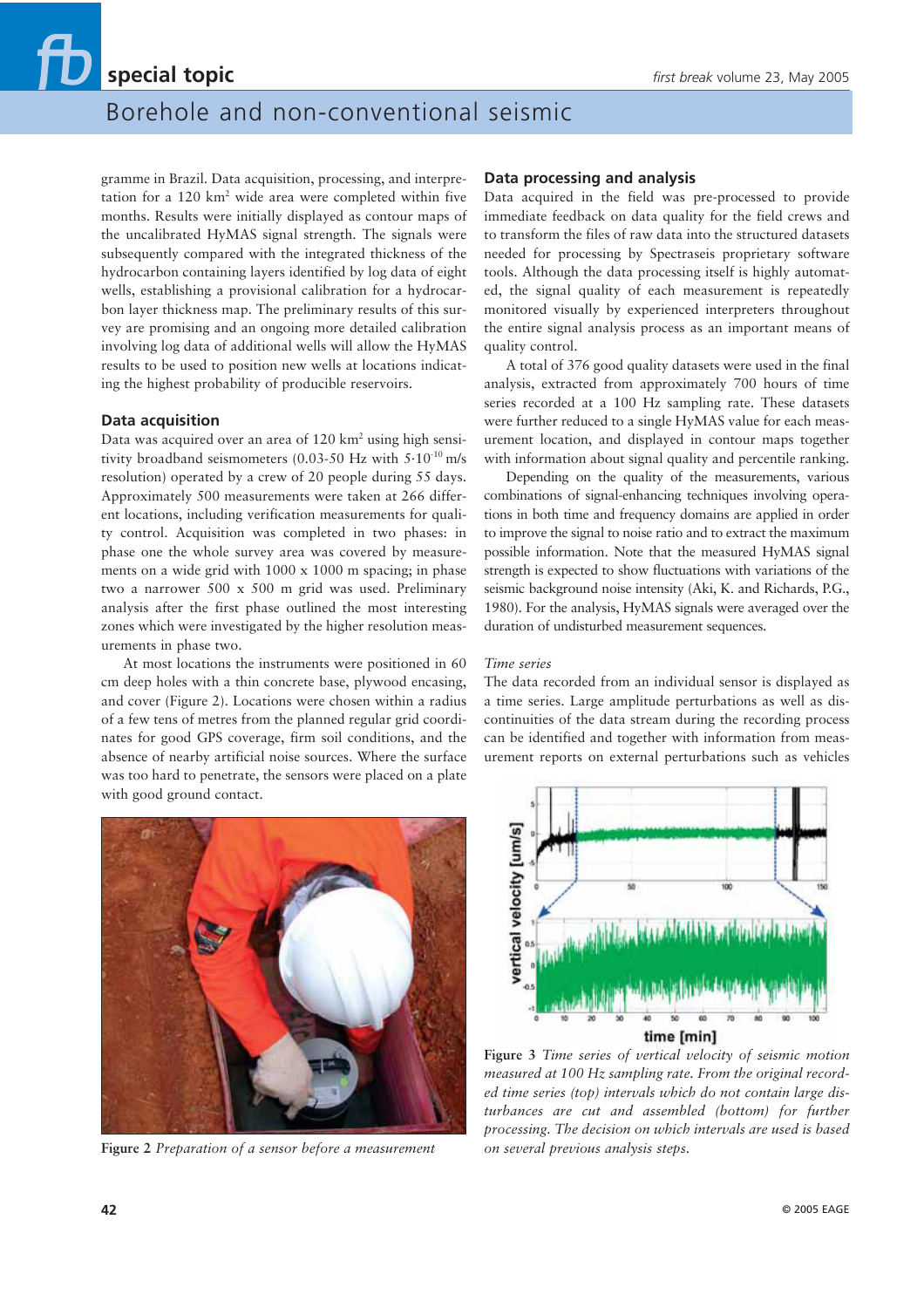gramme in Brazil. Data acquisition, processing, and interpretation for a 120 km$^2$ wide area were completed within five months. Results were initially displayed as contour maps of the uncalibrated HyMAS signal strength. The signals were subsequently compared with the integrated thickness of the hydrocarbon containing layers identified by log data of eight wells, establishing a provisional calibration for a hydrocarbon layer thickness map. The preliminary results of this survey are promising and an ongoing more detailed calibration involving log data of additional wells will allow the HyMAS results to be used to position new wells at locations indicating the highest probability of producible reservoirs.

## Data acquisition

Data was acquired over an area of 120 km$^2$ using high sensitivity broadband seismometers (0.03-50 Hz with $5 \cdot 10^{-10}$ m/s resolution) operated by a crew of 20 people during 55 days. Approximately 500 measurements were taken at 266 different locations, including verification measurements for quality control. Acquisition was completed in two phases: in phase one the whole survey area was covered by measurements on a wide grid with 1000 x 1000 m spacing; in phase two a narrower 500 x 500 m grid was used. Preliminary analysis after the first phase outlined the most interesting zones which were investigated by the higher resolution measurements in phase two.

At most locations the instruments were positioned in 60 cm deep holes with a thin concrete base, plywood encasing, and cover (Figure 2). Locations were chosen within a radius of a few tens of metres from the planned regular grid coordinates for good GPS coverage, firm soil conditions, and the absence of nearby artificial noise sources. Where the surface was too hard to penetrate, the sensors were placed on a plate with good ground contact.

**Figure 2** *Preparation of a sensor before a measurement*

## Data processing and analysis

Data acquired in the field was pre-processed to provide immediate feedback on data quality for the field crews and to transform the files of raw data into the structured datasets needed for processing by Spectraseis proprietary software tools. Although the data processing itself is highly automated, the signal quality of each measurement is repeatedly monitored visually by experienced interpreters throughout the entire signal analysis process as an important means of quality control.

A total of 376 good quality datasets were used in the final analysis, extracted from approximately 700 hours of time series recorded at a 100 Hz sampling rate. These datasets were further reduced to a single HyMAS value for each measurement location, and displayed in contour maps together with information about signal quality and percentile ranking.

Depending on the quality of the measurements, various combinations of signal-enhancing techniques involving operations in both time and frequency domains are applied in order to improve the signal to noise ratio and to extract the maximum possible information. Note that the measured HyMAS signal strength is expected to show fluctuations with variations of the seismic background noise intensity (Aki, K. and Richards, P.G., 1980). For the analysis, HyMAS signals were averaged over the duration of undisturbed measurement sequences.

### *Time series*

The data recorded from an individual sensor is displayed as a time series. Large amplitude perturbations as well as discontinuities of the data stream during the recording process can be identified and together with information from measurement reports on external perturbations such as vehicles

**Figure 3** *Time series of vertical velocity of seismic motion measured at 100 Hz sampling rate. From the original recorded time series (top) intervals which do not contain large disturbances are cut and assembled (bottom) for further processing. The decision on which intervals are used is based on several previous analysis steps.*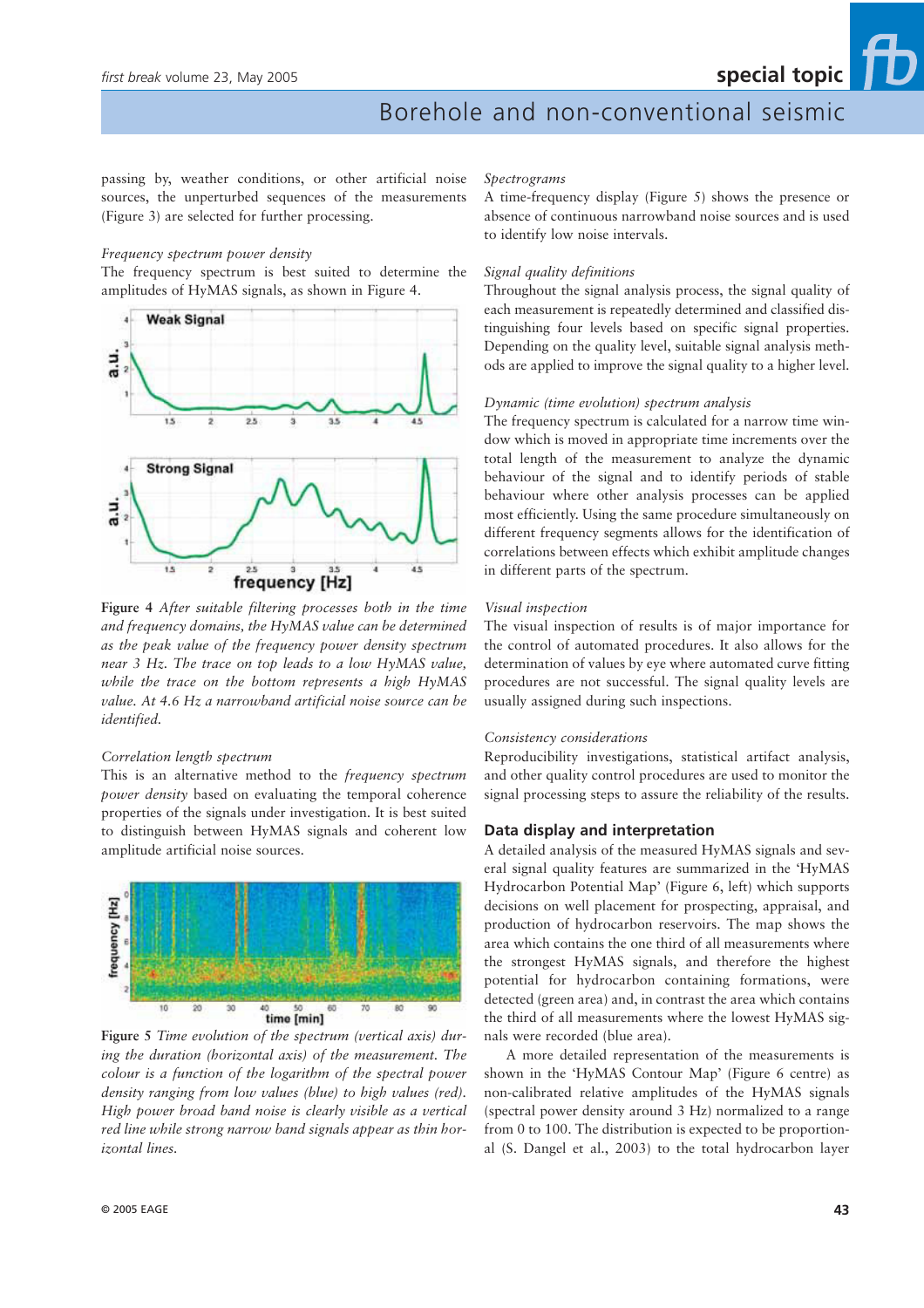passing by, weather conditions, or other artificial noise sources, the unperturbed sequences of the measurements (Figure 3) are selected for further processing.

*Frequency spectrum power density*
The frequency spectrum is best suited to determine the amplitudes of HyMAS signals, as shown in Figure 4.

**Figure 4** *After suitable filtering processes both in the time and frequency domains, the HyMAS value can be determined as the peak value of the frequency power density spectrum near 3 Hz. The trace on top leads to a low HyMAS value, while the trace on the bottom represents a high HyMAS value. At 4.6 Hz a narrowband artificial noise source can be identified.*

*Correlation length spectrum*
This is an alternative method to the *frequency spectrum power density* based on evaluating the temporal coherence properties of the signals under investigation. It is best suited to distinguish between HyMAS signals and coherent low amplitude artificial noise sources.

**Figure 5** *Time evolution of the spectrum (vertical axis) during the duration (horizontal axis) of the measurement. The colour is a function of the logarithm of the spectral power density ranging from low values (blue) to high values (red). High power broad band noise is clearly visible as a vertical red line while strong narrow band signals appear as thin horizontal lines.*

*Spectrograms*
A time-frequency display (Figure 5) shows the presence or absence of continuous narrowband noise sources and is used to identify low noise intervals.

*Signal quality definitions*
Throughout the signal analysis process, the signal quality of each measurement is repeatedly determined and classified distinguishing four levels based on specific signal properties. Depending on the quality level, suitable signal analysis methods are applied to improve the signal quality to a higher level.

*Dynamic (time evolution) spectrum analysis*
The frequency spectrum is calculated for a narrow time window which is moved in appropriate time increments over the total length of the measurement to analyze the dynamic behaviour of the signal and to identify periods of stable behaviour where other analysis processes can be applied most efficiently. Using the same procedure simultaneously on different frequency segments allows for the identification of correlations between effects which exhibit amplitude changes in different parts of the spectrum.

*Visual inspection*
The visual inspection of results is of major importance for the control of automated procedures. It also allows for the determination of values by eye where automated curve fitting procedures are not successful. The signal quality levels are usually assigned during such inspections.

*Consistency considerations*
Reproducibility investigations, statistical artifact analysis, and other quality control procedures are used to monitor the signal processing steps to assure the reliability of the results.

## Data display and interpretation

A detailed analysis of the measured HyMAS signals and several signal quality features are summarized in the 'HyMAS Hydrocarbon Potential Map' (Figure 6, left) which supports decisions on well placement for prospecting, appraisal, and production of hydrocarbon reservoirs. The map shows the area which contains the one third of all measurements where the strongest HyMAS signals, and therefore the highest potential for hydrocarbon containing formations, were detected (green area) and, in contrast the area which contains the third of all measurements where the lowest HyMAS signals were recorded (blue area).

A more detailed representation of the measurements is shown in the 'HyMAS Contour Map' (Figure 6 centre) as non-calibrated relative amplitudes of the HyMAS signals (spectral power density around 3 Hz) normalized to a range from 0 to 100. The distribution is expected to be proportional (S. Dangel et al., 2003) to the total hydrocarbon layer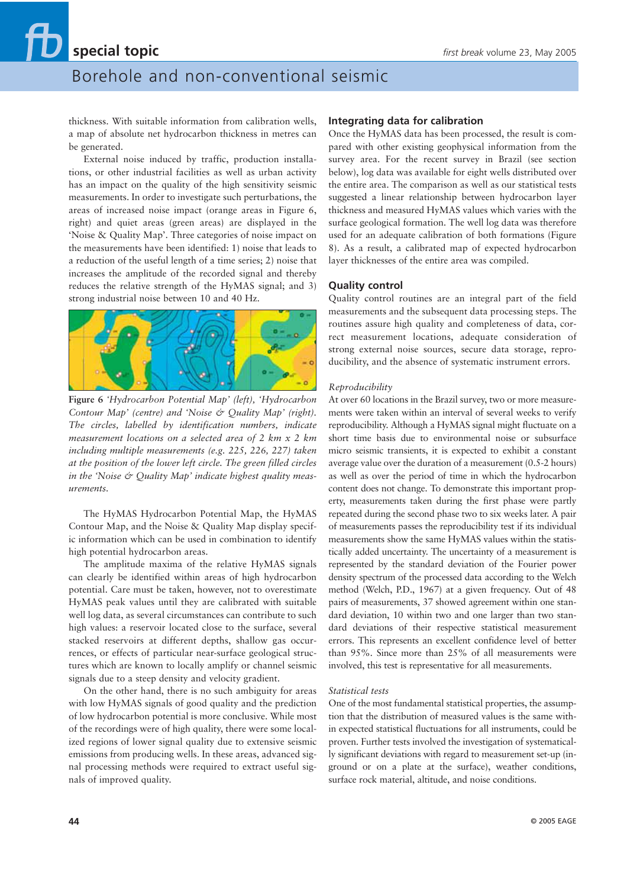thickness. With suitable information from calibration wells, a map of absolute net hydrocarbon thickness in metres can be generated.

External noise induced by traffic, production installations, or other industrial facilities as well as urban activity has an impact on the quality of the high sensitivity seismic measurements. In order to investigate such perturbations, the areas of increased noise impact (orange areas in Figure 6, right) and quiet areas (green areas) are displayed in the 'Noise & Quality Map'. Three categories of noise impact on the measurements have been identified: 1) noise that leads to a reduction of the useful length of a time series; 2) noise that increases the amplitude of the recorded signal and thereby reduces the relative strength of the HyMAS signal; and 3) strong industrial noise between 10 and 40 Hz.

**Figure 6** *'Hydrocarbon Potential Map' (left), 'Hydrocarbon Contour Map' (centre) and 'Noise & Quality Map' (right). The circles, labelled by identification numbers, indicate measurement locations on a selected area of 2 km x 2 km including multiple measurements (e.g. 225, 226, 227) taken at the position of the lower left circle. The green filled circles in the 'Noise & Quality Map' indicate highest quality measurements.*

The HyMAS Hydrocarbon Potential Map, the HyMAS Contour Map, and the Noise & Quality Map display specific information which can be used in combination to identify high potential hydrocarbon areas.

The amplitude maxima of the relative HyMAS signals can clearly be identified within areas of high hydrocarbon potential. Care must be taken, however, not to overestimate HyMAS peak values until they are calibrated with suitable well log data, as several circumstances can contribute to such high values: a reservoir located close to the surface, several stacked reservoirs at different depths, shallow gas occurrences, or effects of particular near-surface geological structures which are known to locally amplify or channel seismic signals due to a steep density and velocity gradient.

On the other hand, there is no such ambiguity for areas with low HyMAS signals of good quality and the prediction of low hydrocarbon potential is more conclusive. While most of the recordings were of high quality, there were some localized regions of lower signal quality due to extensive seismic emissions from producing wells. In these areas, advanced signal processing methods were required to extract useful signals of improved quality.

## Integrating data for calibration

Once the HyMAS data has been processed, the result is compared with other existing geophysical information from the survey area. For the recent survey in Brazil (see section below), log data was available for eight wells distributed over the entire area. The comparison as well as our statistical tests suggested a linear relationship between hydrocarbon layer thickness and measured HyMAS values which varies with the surface geological formation. The well log data was therefore used for an adequate calibration of both formations (Figure 8). As a result, a calibrated map of expected hydrocarbon layer thicknesses of the entire area was compiled.

## Quality control

Quality control routines are an integral part of the field measurements and the subsequent data processing steps. The routines assure high quality and completeness of data, correct measurement locations, adequate consideration of strong external noise sources, secure data storage, reproducibility, and the absence of systematic instrument errors.

### *Reproducibility*

At over 60 locations in the Brazil survey, two or more measurements were taken within an interval of several weeks to verify reproducibility. Although a HyMAS signal might fluctuate on a short time basis due to environmental noise or subsurface micro seismic transients, it is expected to exhibit a constant average value over the duration of a measurement (0.5-2 hours) as well as over the period of time in which the hydrocarbon content does not change. To demonstrate this important property, measurements taken during the first phase were partly repeated during the second phase two to six weeks later. A pair of measurements passes the reproducibility test if its individual measurements show the same HyMAS values within the statistically added uncertainty. The uncertainty of a measurement is represented by the standard deviation of the Fourier power density spectrum of the processed data according to the Welch method (Welch, P.D., 1967) at a given frequency. Out of 48 pairs of measurements, 37 showed agreement within one standard deviation, 10 within two and one larger than two standard deviations of their respective statistical measurement errors. This represents an excellent confidence level of better than 95%. Since more than 25% of all measurements were involved, this test is representative for all measurements.

### *Statistical tests*

One of the most fundamental statistical properties, the assumption that the distribution of measured values is the same within expected statistical fluctuations for all instruments, could be proven. Further tests involved the investigation of systematically significant deviations with regard to measurement set-up (in-ground or on a plate at the surface), weather conditions, surface rock material, altitude, and noise conditions.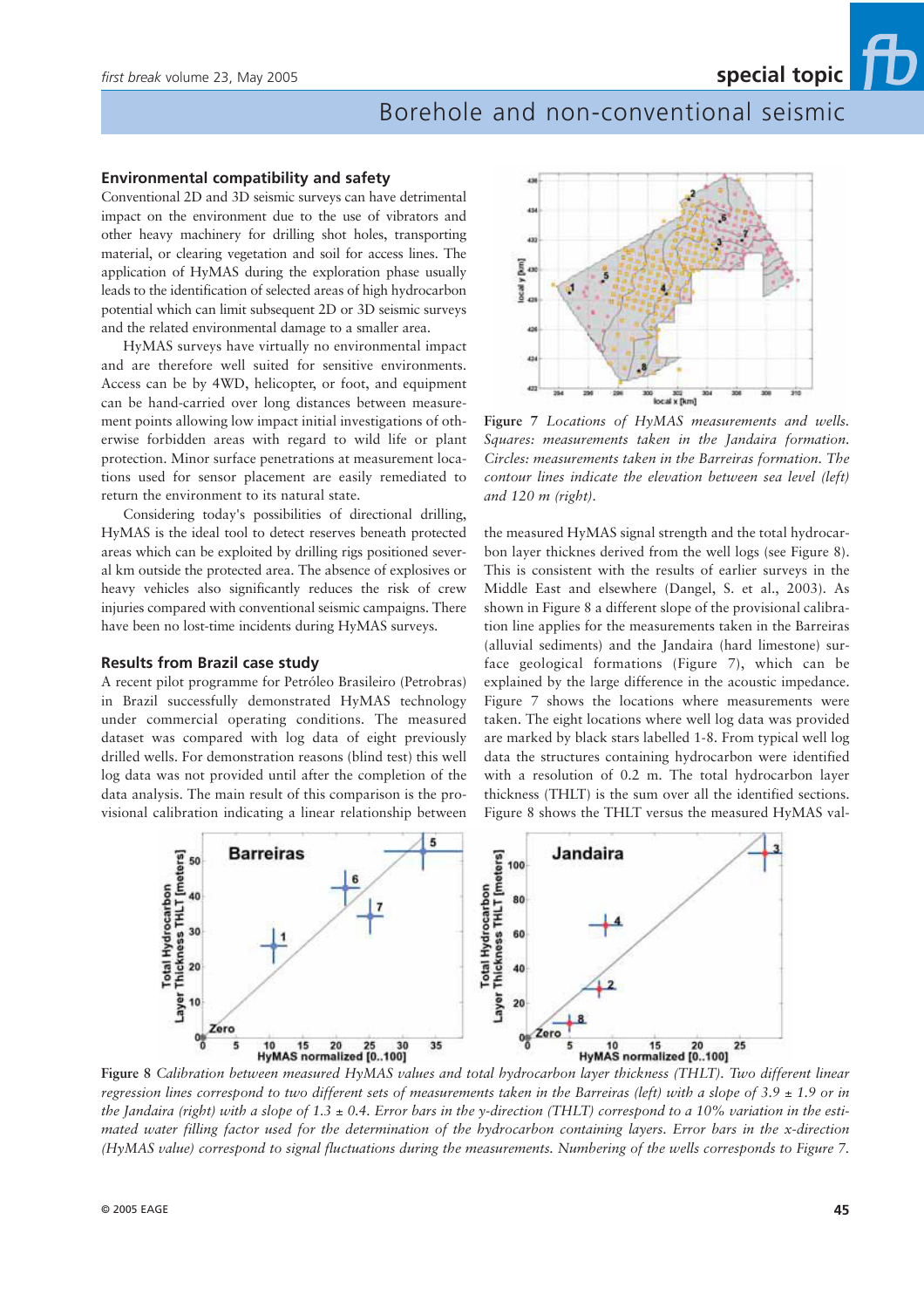## Environmental compatibility and safety

Conventional 2D and 3D seismic surveys can have detrimental impact on the environment due to the use of vibrators and other heavy machinery for drilling shot holes, transporting material, or clearing vegetation and soil for access lines. The application of HyMAS during the exploration phase usually leads to the identification of selected areas of high hydrocarbon potential which can limit subsequent 2D or 3D seismic surveys and the related environmental damage to a smaller area.

HyMAS surveys have virtually no environmental impact and are therefore well suited for sensitive environments. Access can be by 4WD, helicopter, or foot, and equipment can be hand-carried over long distances between measurement points allowing low impact initial investigations of otherwise forbidden areas with regard to wild life or plant protection. Minor surface penetrations at measurement locations used for sensor placement are easily remediated to return the environment to its natural state.

Considering today's possibilities of directional drilling, HyMAS is the ideal tool to detect reserves beneath protected areas which can be exploited by drilling rigs positioned several km outside the protected area. The absence of explosives or heavy vehicles also significantly reduces the risk of crew injuries compared with conventional seismic campaigns. There have been no lost-time incidents during HyMAS surveys.

## Results from Brazil case study

A recent pilot programme for Petróleo Brasileiro (Petrobras) in Brazil successfully demonstrated HyMAS technology under commercial operating conditions. The measured dataset was compared with log data of eight previously drilled wells. For demonstration reasons (blind test) this well log data was not provided until after the completion of the data analysis. The main result of this comparison is the provisional calibration indicating a linear relationship between the measured HyMAS signal strength and the total hydrocarbon layer thicknes derived from the well logs (see Figure 8). This is consistent with the results of earlier surveys in the Middle East and elsewhere (Dangel, S. et al., 2003). As shown in Figure 8 a different slope of the provisional calibration line applies for the measurements taken in the Barreiras (alluvial sediments) and the Jandaira (hard limestone) surface geological formations (Figure 7), which can be explained by the large difference in the acoustic impedance. Figure 7 shows the locations where measurements were taken. The eight locations where well log data was provided are marked by black stars labelled 1-8. From typical well log data the structures containing hydrocarbon were identified with a resolution of 0.2 m. The total hydrocarbon layer thickness (THLT) is the sum over all the identified sections. Figure 8 shows the THLT versus the measured HyMAS val-

**Figure 7** *Locations of HyMAS measurements and wells. Squares: measurements taken in the Jandaira formation. Circles: measurements taken in the Barreiras formation. The contour lines indicate the elevation between sea level (left) and 120 m (right).*

**Figure 8** *Calibration between measured HyMAS values and total hydrocarbon layer thickness (THLT). Two different linear regression lines correspond to two different sets of measurements taken in the Barreiras (left) with a slope of 3.9 ± 1.9 or in the Jandaira (right) with a slope of 1.3 ± 0.4. Error bars in the y-direction (THLT) correspond to a 10% variation in the estimated water filling factor used for the determination of the hydrocarbon containing layers. Error bars in the x-direction (HyMAS value) correspond to signal fluctuations during the measurements. Numbering of the wells corresponds to Figure 7.*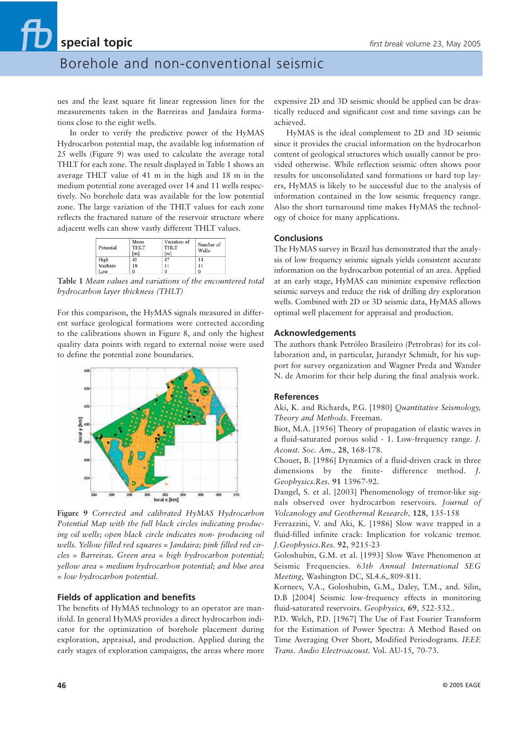ues and the least square fit linear regression lines for the measurements taken in the Barreiras and Jandaira formations close to the eight wells.

In order to verify the predictive power of the HyMAS Hydrocarbon potential map, the available log information of 25 wells (Figure 9) was used to calculate the average total THLT for each zone. The result displayed in Table 1 shows an average THLT value of 41 m in the high and 18 m in the medium potential zone averaged over 14 and 11 wells respectively. No borehole data was available for the low potential zone. The large variation of the THLT values for each zone reflects the fractured nature of the reservoir structure where adjacent wells can show vastly different THLT values.

| Potential | Mean THLT [m] | Variation of THLT [m] | Number of Wells |
|---|---|---|---|
| High | 41 | 47 | 14 |
| Medium | 18 | 11 | 11 |
| Low | 0 | 0 | 0 |

**Table 1** *Mean values and variations of the encountered total hydrocarbon layer thickness (THLT)*

For this comparison, the HyMAS signals measured in different surface geological formations were corrected according to the calibrations shown in Figure 8, and only the highest quality data points with regard to external noise were used to define the potential zone boundaries.

local y [km]
436
434
432
430
428
426
424
294 296 298 300 302 304 306 308 310
local x [km]

**Figure 9** *Corrected and calibrated HyMAS Hydrocarbon Potential Map with the full black circles indicating producing oil wells; open black circle indicates non- producing oil wells. Yellow filled red squares = Jandaira; pink filled red circles = Barreiras. Green area = high hydrocarbon potential; yellow area = medium hydrocarbon potential; and blue area = low hydrocarbon potential.*

## Fields of application and benefits

The benefits of HyMAS technology to an operator are manifold. In general HyMAS provides a direct hydrocarbon indicator for the optimization of borehole placement during exploration, appraisal, and production. Applied during the early stages of exploration campaigns, the areas where more expensive 2D and 3D seismic should be applied can be drastically reduced and significant cost and time savings can be achieved.

HyMAS is the ideal complement to 2D and 3D seismic since it provides the crucial information on the hydrocarbon content of geological structures which usually cannot be provided otherwise. While reflection seismic often shows poor results for unconsolidated sand formations or hard top layers, HyMAS is likely to be successful due to the analysis of information contained in the low seismic frequency range. Also the short turnaround time makes HyMAS the technology of choice for many applications.

## Conclusions

The HyMAS survey in Brazil has demonstrated that the analysis of low frequency seismic signals yields consistent accurate information on the hydrocarbon potential of an area. Applied at an early stage, HyMAS can minimize expensive reflection seismic surveys and reduce the risk of drilling dry exploration wells. Combined with 2D or 3D seismic data, HyMAS allows optimal well placement for appraisal and production.

## Acknowledgements

The authors thank Petróleo Brasileiro (Petrobras) for its collaboration and, in particular, Jurandyr Schmidt, for his support for survey organization and Wagner Preda and Wander N. de Amorim for their help during the final analysis work.

## References

Aki, K. and Richards, P.G. [1980] *Quantitative Seismology, Theory and Methods.* Freeman.

Biot, M.A. [1956] Theory of propagation of elastic waves in a fluid-saturated porous solid - 1. Low-frequency range. *J. Acoust. Soc. Am.,* **28**, 168-178.

Chouet, B. [1986] Dynamics of a fluid-driven crack in three dimensions by the finite- difference method. *J. Geophysics.Res.* **91** 13967-92.

Dangel, S. et al. [2003] Phenomenology of tremor-like signals observed over hydrocarbon reservoirs. *Journal of Volcanology and Geothermal Research,* **128**, 135-158

Ferrazzini, V. and Aki, K. [1986] Slow wave trapped in a fluid-filled infinite crack: Implication for volcanic tremor. *J.Geophysics.Res.* **92**, 9215-23

Goloshubin, G.M. et al. [1993] Slow Wave Phenomenon at Seismic Frequencies. *63th Annual International SEG Meeting,* Washington DC, SL4.6,.809-811.

Korneev, V.A., Goloshubin, G.M., Daley, T.M., and. Silin, D.B [2004] Seismic low-frequency effects in monitoring fluid-saturated reservoirs. *Geophysics,* **69**, 522-532..

P.D. Welch, P.D. [1967] The Use of Fast Fourier Transform for the Estimation of Power Spectra: A Method Based on Time Averaging Over Short, Modified Periodograms. *IEEE Trans. Audio Electroacoust.* Vol. AU-15, 70-73.